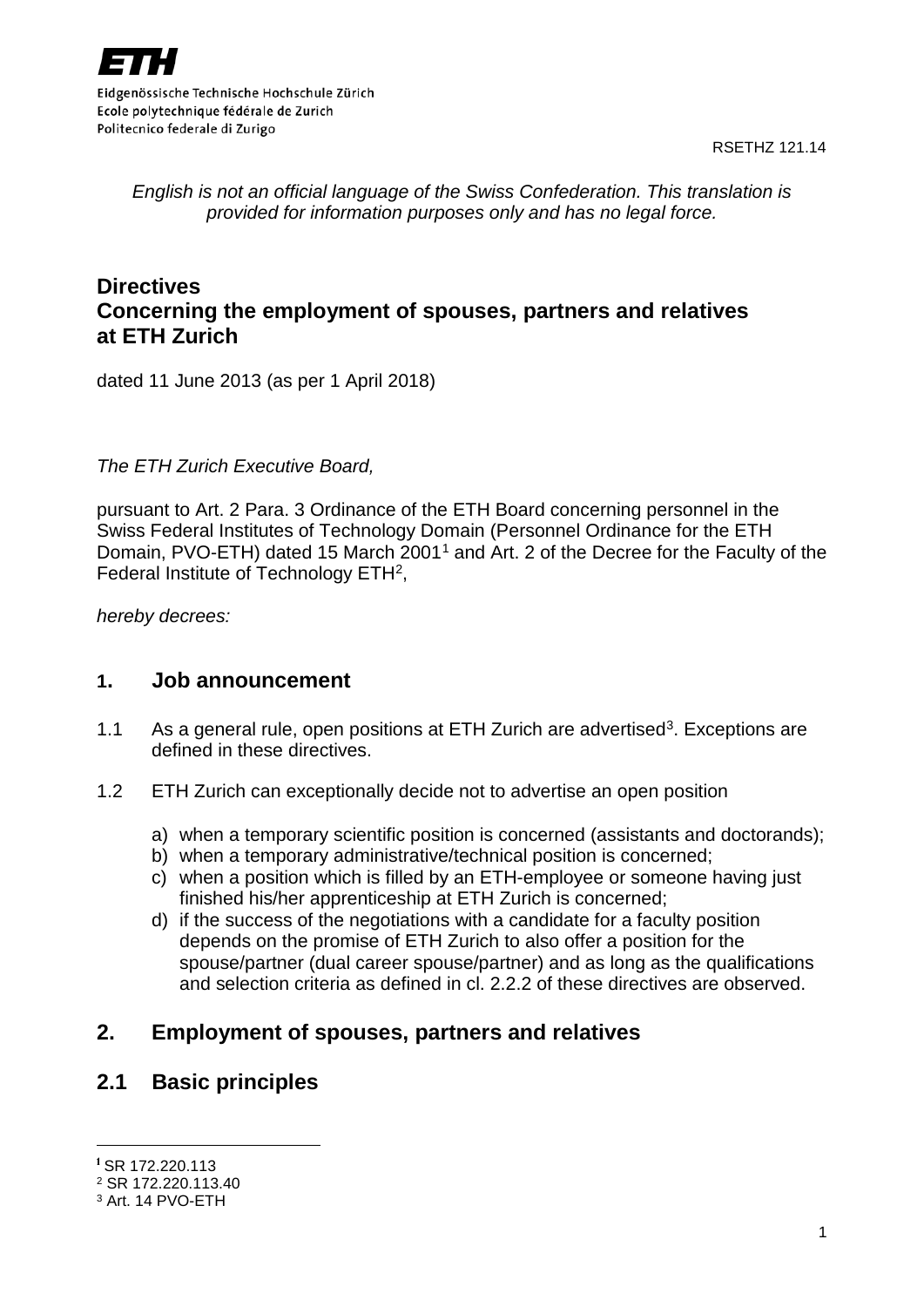ETH

Eidgenössische Technische Hochschule Zürich
Ecole polytechnique fédérale de Zurich
Politecnico federale di Zurigo

RSETHZ 121.14

*English is not an official language of the Swiss Confederation. This translation is provided for information purposes only and has no legal force.*

# Directives
# Concerning the employment of spouses, partners and relatives at ETH Zurich

dated 11 June 2013 (as per 1 April 2018)

*The ETH Zurich Executive Board,*

pursuant to Art. 2 Para. 3 Ordinance of the ETH Board concerning personnel in the Swiss Federal Institutes of Technology Domain (Personnel Ordinance for the ETH Domain, PVO-ETH) dated 15 March 2001[1] and Art. 2 of the Decree for the Faculty of the Federal Institute of Technology ETH[2],

*hereby decrees:*

## 1. Job announcement

1.1 As a general rule, open positions at ETH Zurich are advertised[3]. Exceptions are defined in these directives.

1.2 ETH Zurich can exceptionally decide not to advertise an open position

a) when a temporary scientific position is concerned (assistants and doctorands);
b) when a temporary administrative/technical position is concerned;
c) when a position which is filled by an ETH-employee or someone having just finished his/her apprenticeship at ETH Zurich is concerned;
d) if the success of the negotiations with a candidate for a faculty position depends on the promise of ETH Zurich to also offer a position for the spouse/partner (dual career spouse/partner) and as long as the qualifications and selection criteria as defined in cl. 2.2.2 of these directives are observed.

## 2. Employment of spouses, partners and relatives

## 2.1 Basic principles

[1] SR 172.220.113
[2] SR 172.220.113.40
[3] Art. 14 PVO-ETH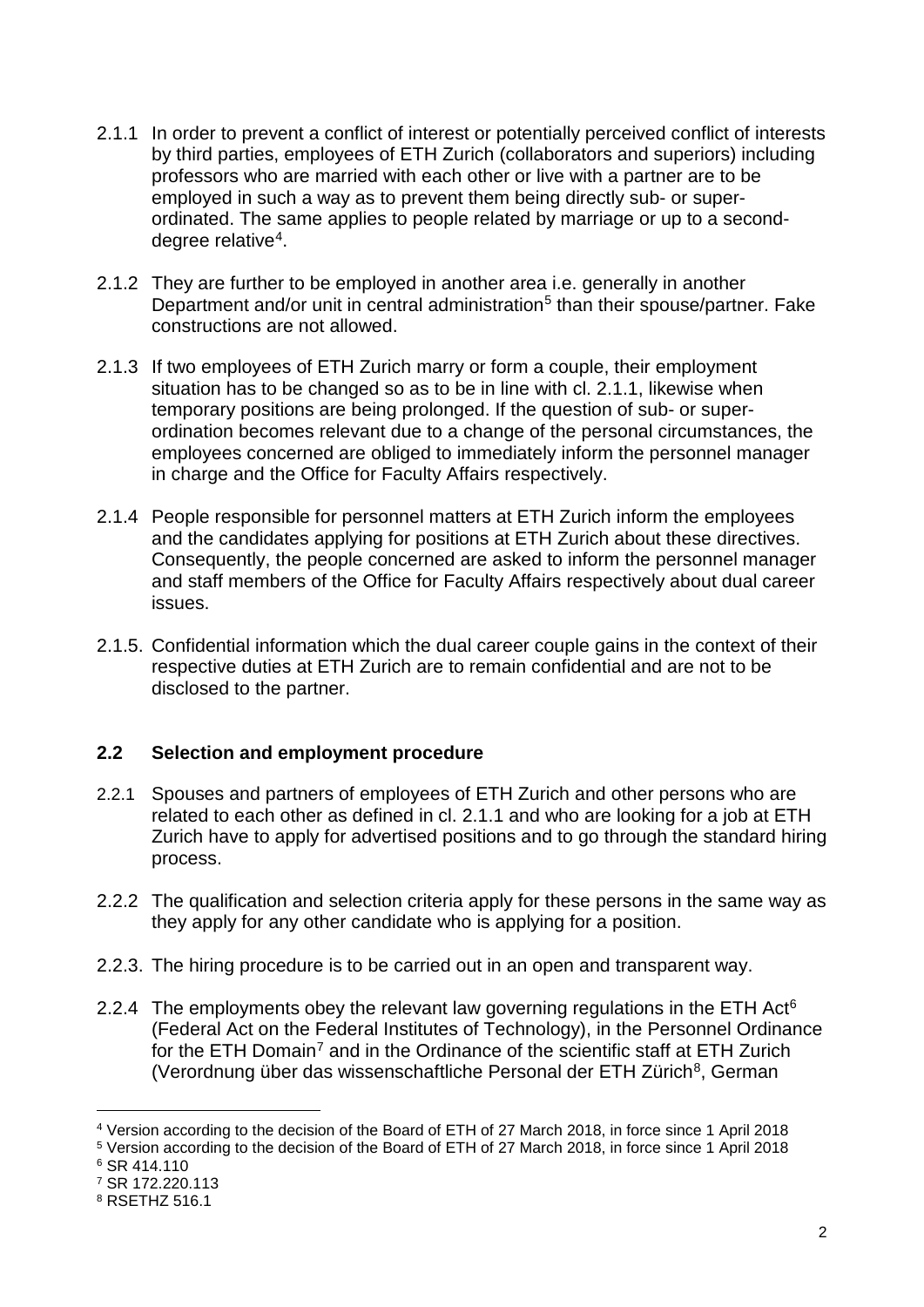2.1.1 In order to prevent a conflict of interest or potentially perceived conflict of interests by third parties, employees of ETH Zurich (collaborators and superiors) including professors who are married with each other or live with a partner are to be employed in such a way as to prevent them being directly sub- or super-ordinated. The same applies to people related by marriage or up to a second-degree relative[4].

2.1.2 They are further to be employed in another area i.e. generally in another Department and/or unit in central administration[5] than their spouse/partner. Fake constructions are not allowed.

2.1.3 If two employees of ETH Zurich marry or form a couple, their employment situation has to be changed so as to be in line with cl. 2.1.1, likewise when temporary positions are being prolonged. If the question of sub- or super-ordination becomes relevant due to a change of the personal circumstances, the employees concerned are obliged to immediately inform the personnel manager in charge and the Office for Faculty Affairs respectively.

2.1.4 People responsible for personnel matters at ETH Zurich inform the employees and the candidates applying for positions at ETH Zurich about these directives. Consequently, the people concerned are asked to inform the personnel manager and staff members of the Office for Faculty Affairs respectively about dual career issues.

2.1.5. Confidential information which the dual career couple gains in the context of their respective duties at ETH Zurich are to remain confidential and are not to be disclosed to the partner.

### 2.2 Selection and employment procedure

2.2.1 Spouses and partners of employees of ETH Zurich and other persons who are related to each other as defined in cl. 2.1.1 and who are looking for a job at ETH Zurich have to apply for advertised positions and to go through the standard hiring process.

2.2.2 The qualification and selection criteria apply for these persons in the same way as they apply for any other candidate who is applying for a position.

2.2.3. The hiring procedure is to be carried out in an open and transparent way.

2.2.4 The employments obey the relevant law governing regulations in the ETH Act[6] (Federal Act on the Federal Institutes of Technology), in the Personnel Ordinance for the ETH Domain[7] and in the Ordinance of the scientific staff at ETH Zurich (Verordnung über das wissenschaftliche Personal der ETH Zürich[8], German

---

[4] Version according to the decision of the Board of ETH of 27 March 2018, in force since 1 April 2018

[5] Version according to the decision of the Board of ETH of 27 March 2018, in force since 1 April 2018

[6] SR 414.110

[7] SR 172.220.113

[8] RSETHZ 516.1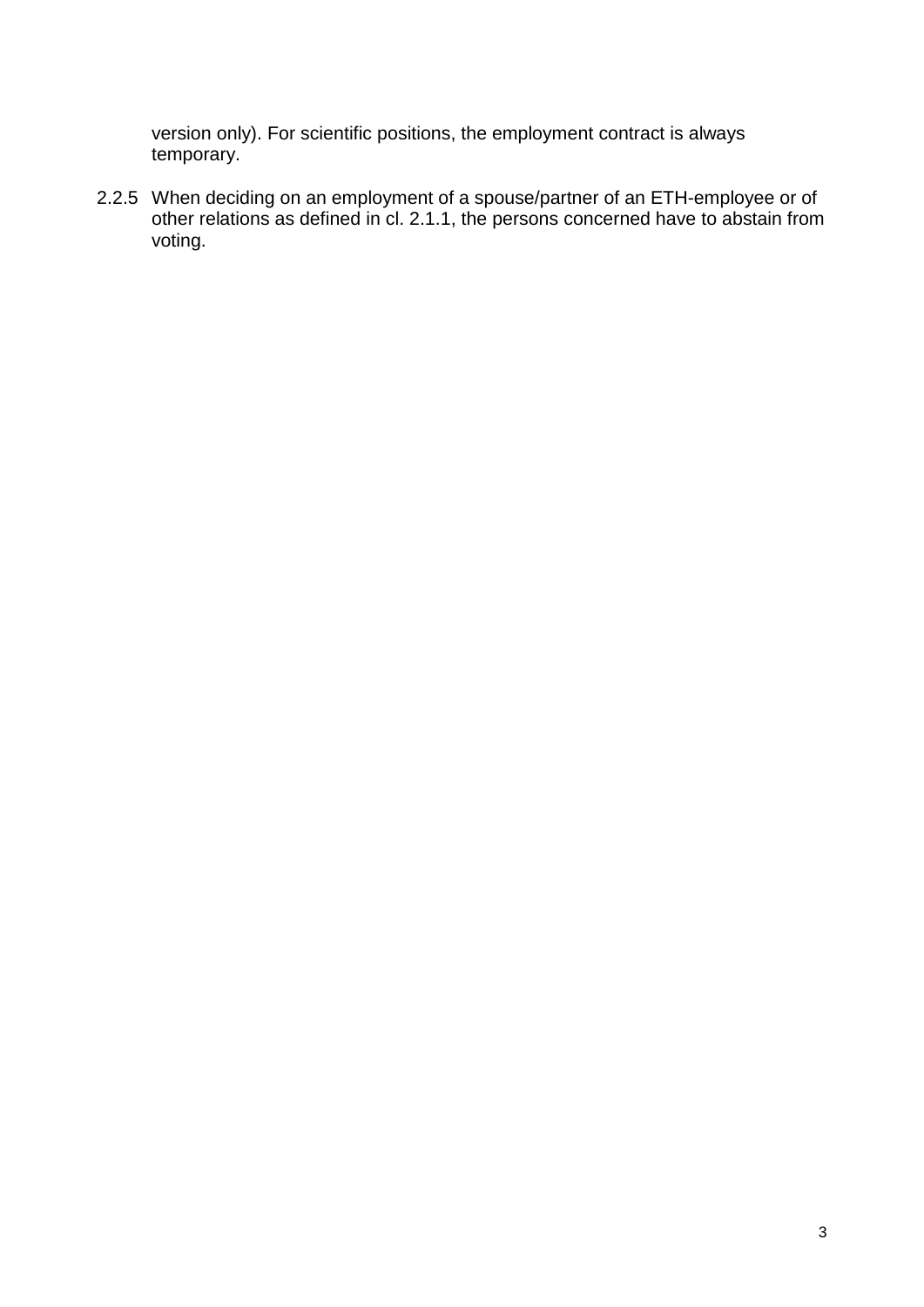version only). For scientific positions, the employment contract is always temporary.

2.2.5 When deciding on an employment of a spouse/partner of an ETH-employee or of other relations as defined in cl. 2.1.1, the persons concerned have to abstain from voting.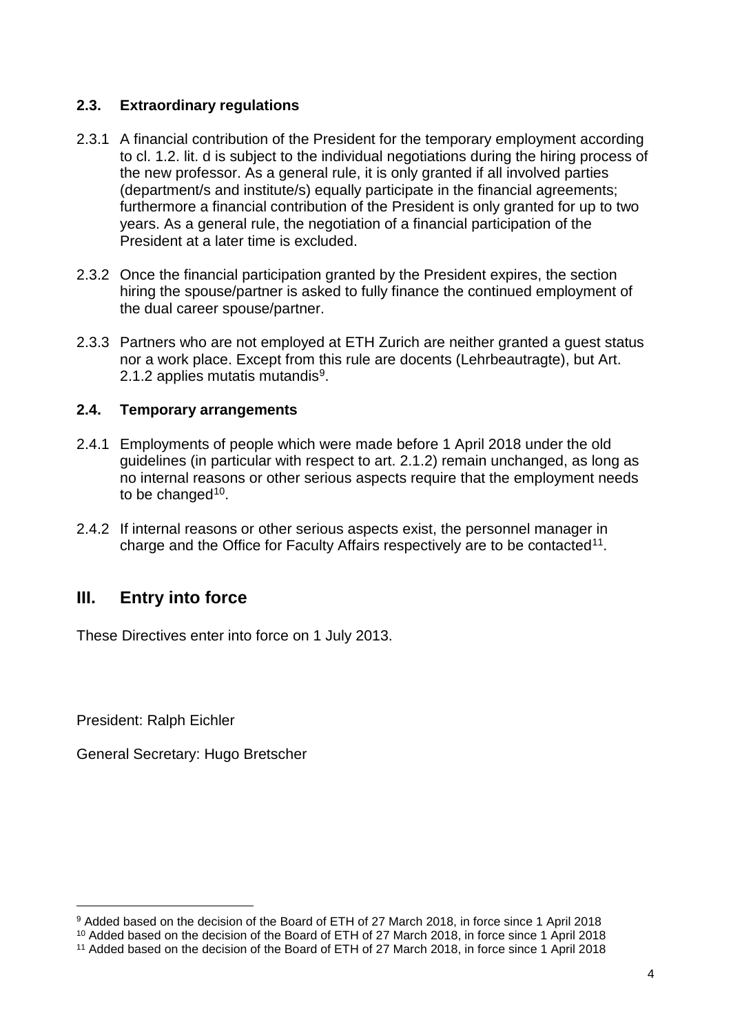### 2.3. Extraordinary regulations

2.3.1 A financial contribution of the President for the temporary employment according to cl. 1.2. lit. d is subject to the individual negotiations during the hiring process of the new professor. As a general rule, it is only granted if all involved parties (department/s and institute/s) equally participate in the financial agreements; furthermore a financial contribution of the President is only granted for up to two years. As a general rule, the negotiation of a financial participation of the President at a later time is excluded.

2.3.2 Once the financial participation granted by the President expires, the section hiring the spouse/partner is asked to fully finance the continued employment of the dual career spouse/partner.

2.3.3 Partners who are not employed at ETH Zurich are neither granted a guest status nor a work place. Except from this rule are docents (Lehrbeautragte), but Art. 2.1.2 applies mutatis mutandis[9].

### 2.4. Temporary arrangements

2.4.1 Employments of people which were made before 1 April 2018 under the old guidelines (in particular with respect to art. 2.1.2) remain unchanged, as long as no internal reasons or other serious aspects require that the employment needs to be changed[10].

2.4.2 If internal reasons or other serious aspects exist, the personnel manager in charge and the Office for Faculty Affairs respectively are to be contacted[11].

## III. Entry into force

These Directives enter into force on 1 July 2013.

President: Ralph Eichler

General Secretary: Hugo Bretscher

---

[9] Added based on the decision of the Board of ETH of 27 March 2018, in force since 1 April 2018

[10] Added based on the decision of the Board of ETH of 27 March 2018, in force since 1 April 2018

[11] Added based on the decision of the Board of ETH of 27 March 2018, in force since 1 April 2018